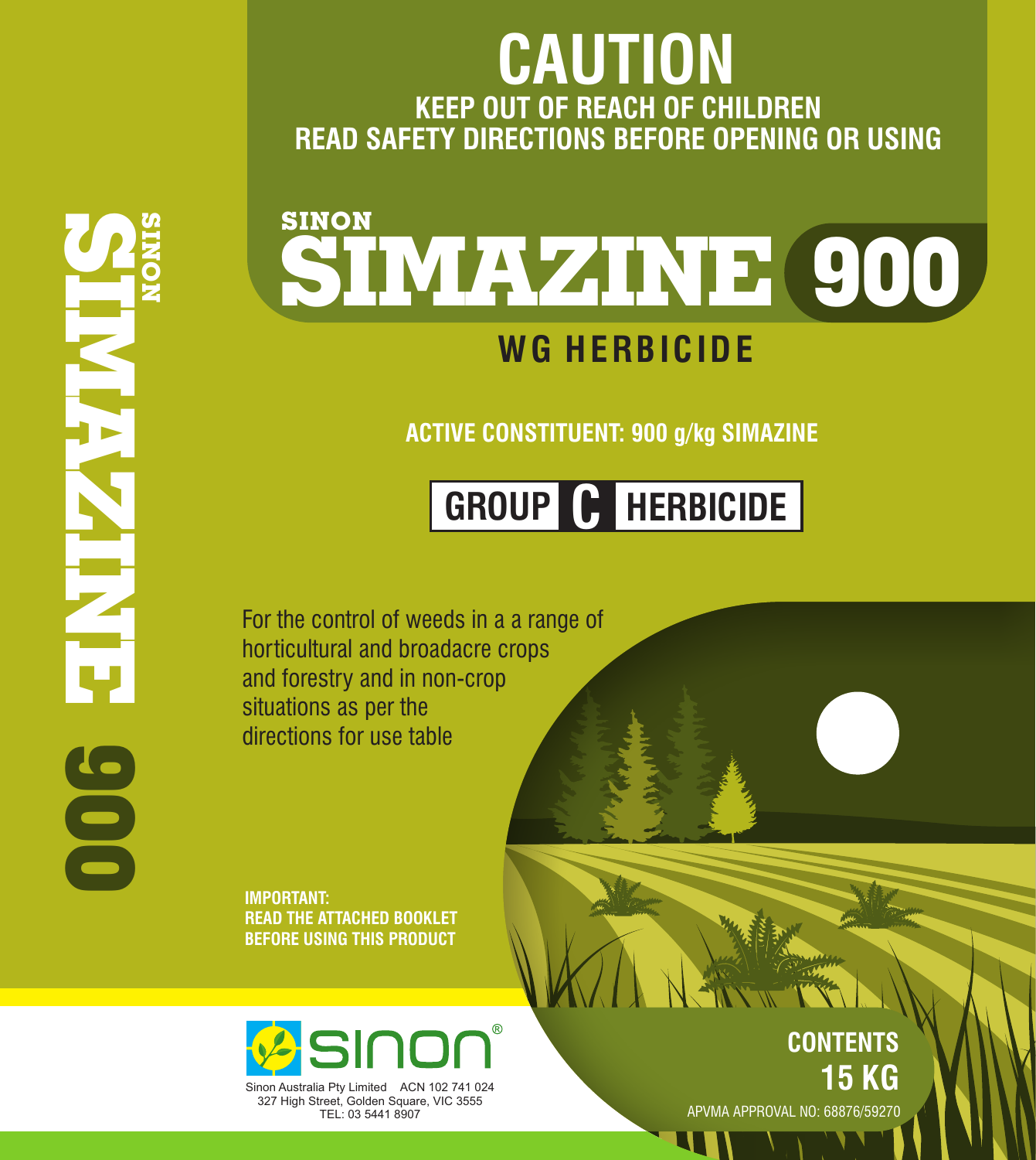# CAUTION

**KEEP OUT OF REACH OF CHILDREN**
**READ SAFETY DIRECTIONS BEFORE OPENING OR USING**

SINON

# SIMAZINE 900

## WG HERBICIDE

**ACTIVE CONSTITUENT: 900 g/kg SIMAZINE**

**GROUP C HERBICIDE**

For the control of weeds in a a range of horticultural and broadacre crops and forestry and in non-crop situations as per the directions for use table

**IMPORTANT:**
**READ THE ATTACHED BOOKLET BEFORE USING THIS PRODUCT**

**CONTENTS**
**15 KG**

APVMA APPROVAL NO: 68876/59270

sinon®

Sinon Australia Pty Limited ACN 102 741 024
327 High Street, Golden Square, VIC 3555
TEL: 03 5441 8907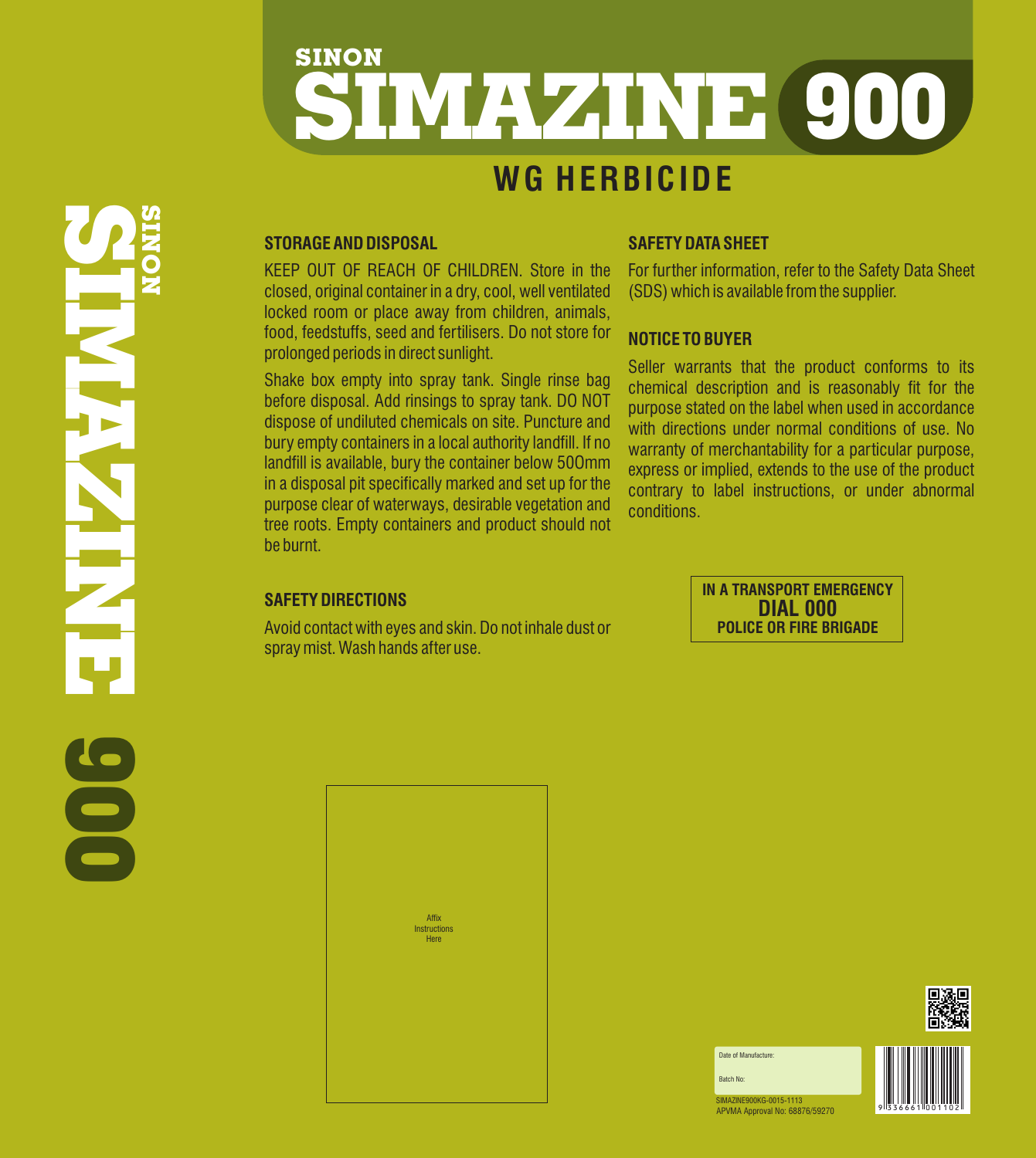SINON

# SIMAZINE 900

## WG HERBICIDE

SINON SIMAZINE 900

### STORAGE AND DISPOSAL

KEEP OUT OF REACH OF CHILDREN. Store in the closed, original container in a dry, cool, well ventilated locked room or place away from children, animals, food, feedstuffs, seed and fertilisers. Do not store for prolonged periods in direct sunlight.

Shake box empty into spray tank. Single rinse bag before disposal. Add rinsings to spray tank. DO NOT dispose of undiluted chemicals on site. Puncture and bury empty containers in a local authority landfill. If no landfill is available, bury the container below 500mm in a disposal pit specifically marked and set up for the purpose clear of waterways, desirable vegetation and tree roots. Empty containers and product should not be burnt.

### SAFETY DIRECTIONS

Avoid contact with eyes and skin. Do not inhale dust or spray mist. Wash hands after use.

### SAFETY DATA SHEET

For further information, refer to the Safety Data Sheet (SDS) which is available from the supplier.

### NOTICE TO BUYER

Seller warrants that the product conforms to its chemical description and is reasonably fit for the purpose stated on the label when used in accordance with directions under normal conditions of use. No warranty of merchantability for a particular purpose, express or implied, extends to the use of the product contrary to label instructions, or under abnormal conditions.

**IN A TRANSPORT EMERGENCY**
**DIAL 000**
**POLICE OR FIRE BRIGADE**

Affix
Instructions
Here

Date of Manufacture:

Batch No:

SIMAZINE900KG-0015-1113
APVMA Approval No: 68876/59270

9 336661 001102